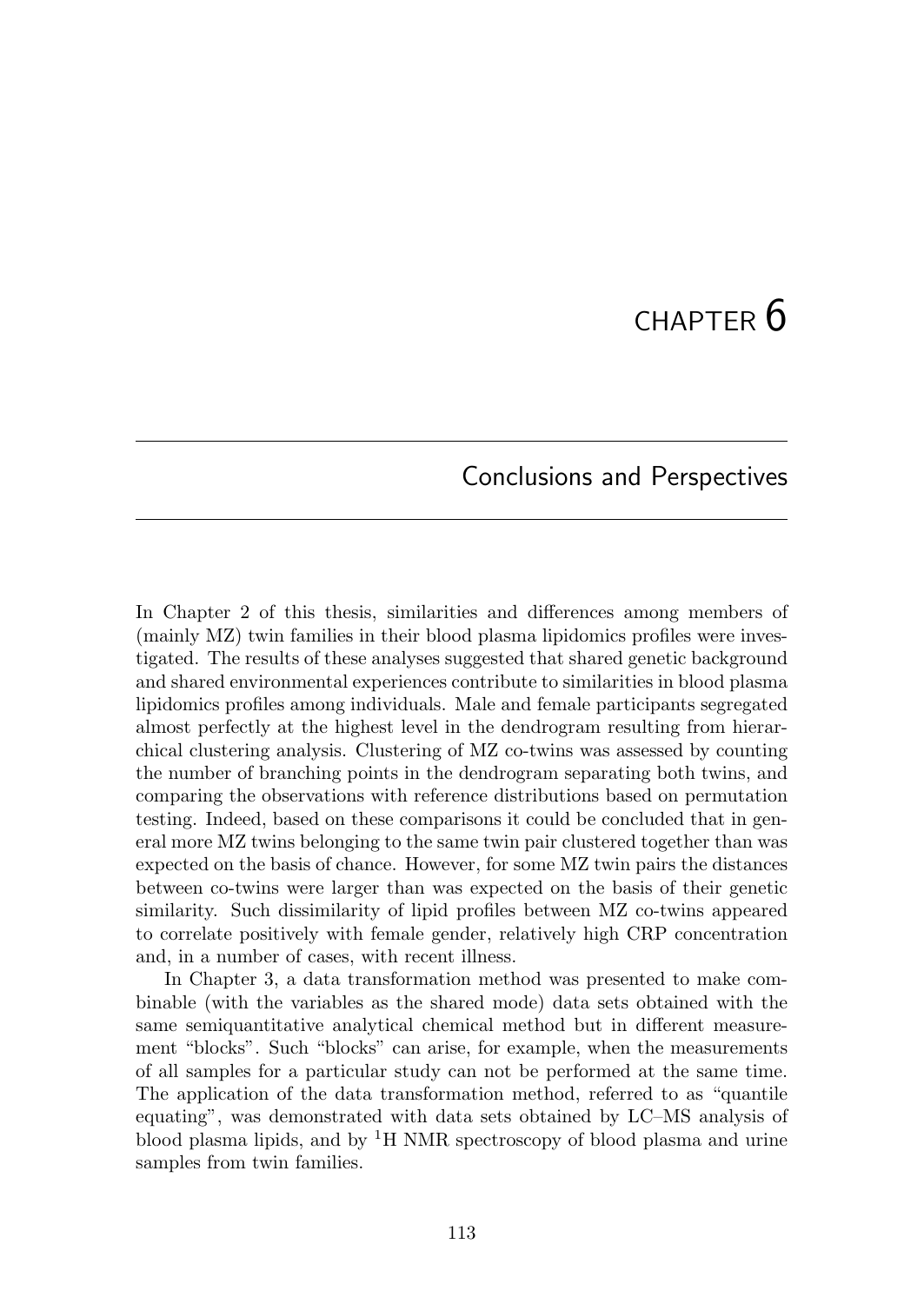# CHAPTER 6

## Conclusions and Perspectives

In Chapter 2 of this thesis, similarities and differences among members of (mainly MZ) twin families in their blood plasma lipidomics profiles were investigated. The results of these analyses suggested that shared genetic background and shared environmental experiences contribute to similarities in blood plasma lipidomics profiles among individuals. Male and female participants segregated almost perfectly at the highest level in the dendrogram resulting from hierarchical clustering analysis. Clustering of MZ co-twins was assessed by counting the number of branching points in the dendrogram separating both twins, and comparing the observations with reference distributions based on permutation testing. Indeed, based on these comparisons it could be concluded that in general more MZ twins belonging to the same twin pair clustered together than was expected on the basis of chance. However, for some MZ twin pairs the distances between co-twins were larger than was expected on the basis of their genetic similarity. Such dissimilarity of lipid profiles between MZ co-twins appeared to correlate positively with female gender, relatively high CRP concentration and, in a number of cases, with recent illness.

In Chapter 3, a data transformation method was presented to make combinable (with the variables as the shared mode) data sets obtained with the same semiquantitative analytical chemical method but in different measurement "blocks". Such "blocks" can arise, for example, when the measurements of all samples for a particular study can not be performed at the same time. The application of the data transformation method, referred to as "quantile equating", was demonstrated with data sets obtained by LC–MS analysis of blood plasma lipids, and by $^{1}$H NMR spectroscopy of blood plasma and urine samples from twin families.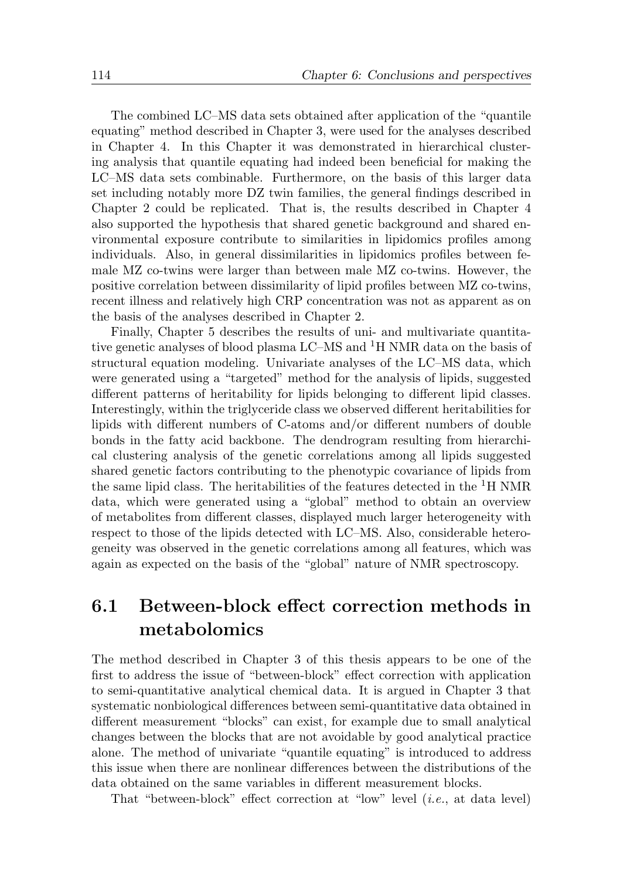The combined LC–MS data sets obtained after application of the "quantile equating" method described in Chapter 3, were used for the analyses described in Chapter 4. In this Chapter it was demonstrated in hierarchical clustering analysis that quantile equating had indeed been beneficial for making the LC–MS data sets combinable. Furthermore, on the basis of this larger data set including notably more DZ twin families, the general findings described in Chapter 2 could be replicated. That is, the results described in Chapter 4 also supported the hypothesis that shared genetic background and shared environmental exposure contribute to similarities in lipidomics profiles among individuals. Also, in general dissimilarities in lipidomics profiles between female MZ co-twins were larger than between male MZ co-twins. However, the positive correlation between dissimilarity of lipid profiles between MZ co-twins, recent illness and relatively high CRP concentration was not as apparent as on the basis of the analyses described in Chapter 2.

Finally, Chapter 5 describes the results of uni- and multivariate quantitative genetic analyses of blood plasma LC–MS and $^{1}$H NMR data on the basis of structural equation modeling. Univariate analyses of the LC–MS data, which were generated using a "targeted" method for the analysis of lipids, suggested different patterns of heritability for lipids belonging to different lipid classes. Interestingly, within the triglyceride class we observed different heritabilities for lipids with different numbers of C-atoms and/or different numbers of double bonds in the fatty acid backbone. The dendrogram resulting from hierarchical clustering analysis of the genetic correlations among all lipids suggested shared genetic factors contributing to the phenotypic covariance of lipids from the same lipid class. The heritabilities of the features detected in the $^{1}$H NMR data, which were generated using a "global" method to obtain an overview of metabolites from different classes, displayed much larger heterogeneity with respect to those of the lipids detected with LC–MS. Also, considerable heterogeneity was observed in the genetic correlations among all features, which was again as expected on the basis of the "global" nature of NMR spectroscopy.

## 6.1 Between-block effect correction methods in metabolomics

The method described in Chapter 3 of this thesis appears to be one of the first to address the issue of "between-block" effect correction with application to semi-quantitative analytical chemical data. It is argued in Chapter 3 that systematic nonbiological differences between semi-quantitative data obtained in different measurement "blocks" can exist, for example due to small analytical changes between the blocks that are not avoidable by good analytical practice alone. The method of univariate "quantile equating" is introduced to address this issue when there are nonlinear differences between the distributions of the data obtained on the same variables in different measurement blocks.

That "between-block" effect correction at "low" level (*i.e.*, at data level)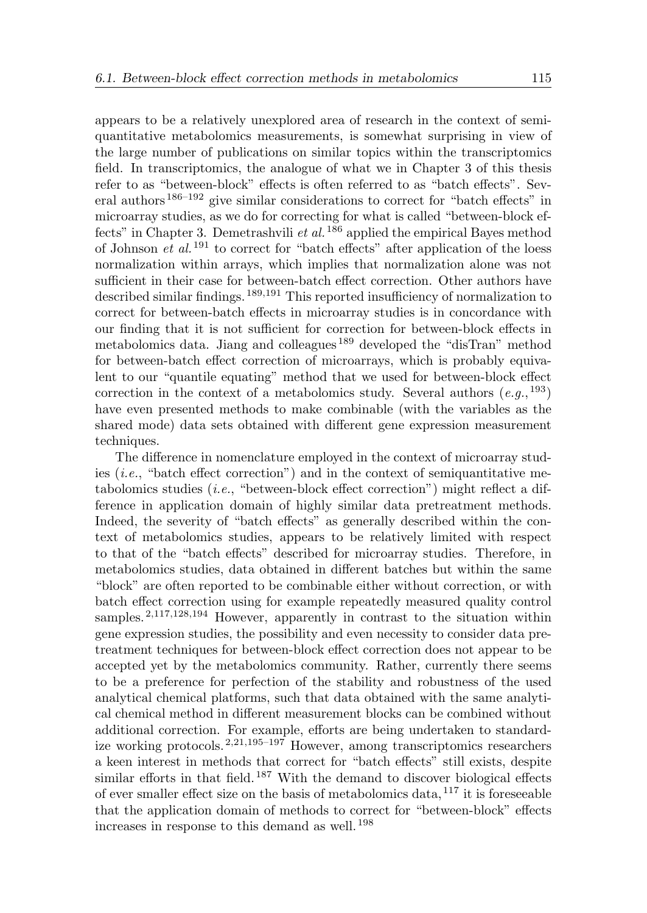appears to be a relatively unexplored area of research in the context of semiquantitative metabolomics measurements, is somewhat surprising in view of the large number of publications on similar topics within the transcriptomics field. In transcriptomics, the analogue of what we in Chapter 3 of this thesis refer to as "between-block" effects is often referred to as "batch effects". Several authors[186–192] give similar considerations to correct for "batch effects" in microarray studies, as we do for correcting for what is called "between-block effects" in Chapter 3. Demetrashvili *et al.*[186] applied the empirical Bayes method of Johnson *et al.*[191] to correct for "batch effects" after application of the loess normalization within arrays, which implies that normalization alone was not sufficient in their case for between-batch effect correction. Other authors have described similar findings.[189,191] This reported insufficiency of normalization to correct for between-batch effects in microarray studies is in concordance with our finding that it is not sufficient for correction for between-block effects in metabolomics data. Jiang and colleagues[189] developed the "disTran" method for between-batch effect correction of microarrays, which is probably equivalent to our "quantile equating" method that we used for between-block effect correction in the context of a metabolomics study. Several authors (*e.g.*,[193]) have even presented methods to make combinable (with the variables as the shared mode) data sets obtained with different gene expression measurement techniques.

The difference in nomenclature employed in the context of microarray studies (*i.e.*, "batch effect correction") and in the context of semiquantitative metabolomics studies (*i.e.*, "between-block effect correction") might reflect a difference in application domain of highly similar data pretreatment methods. Indeed, the severity of "batch effects" as generally described within the context of metabolomics studies, appears to be relatively limited with respect to that of the "batch effects" described for microarray studies. Therefore, in metabolomics studies, data obtained in different batches but within the same "block" are often reported to be combinable either without correction, or with batch effect correction using for example repeatedly measured quality control samples.[2,117,128,194] However, apparently in contrast to the situation within gene expression studies, the possibility and even necessity to consider data pretreatment techniques for between-block effect correction does not appear to be accepted yet by the metabolomics community. Rather, currently there seems to be a preference for perfection of the stability and robustness of the used analytical chemical platforms, such that data obtained with the same analytical chemical method in different measurement blocks can be combined without additional correction. For example, efforts are being undertaken to standardize working protocols.[2,21,195–197] However, among transcriptomics researchers a keen interest in methods that correct for "batch effects" still exists, despite similar efforts in that field.[187] With the demand to discover biological effects of ever smaller effect size on the basis of metabolomics data,[117] it is foreseeable that the application domain of methods to correct for "between-block" effects increases in response to this demand as well.[198]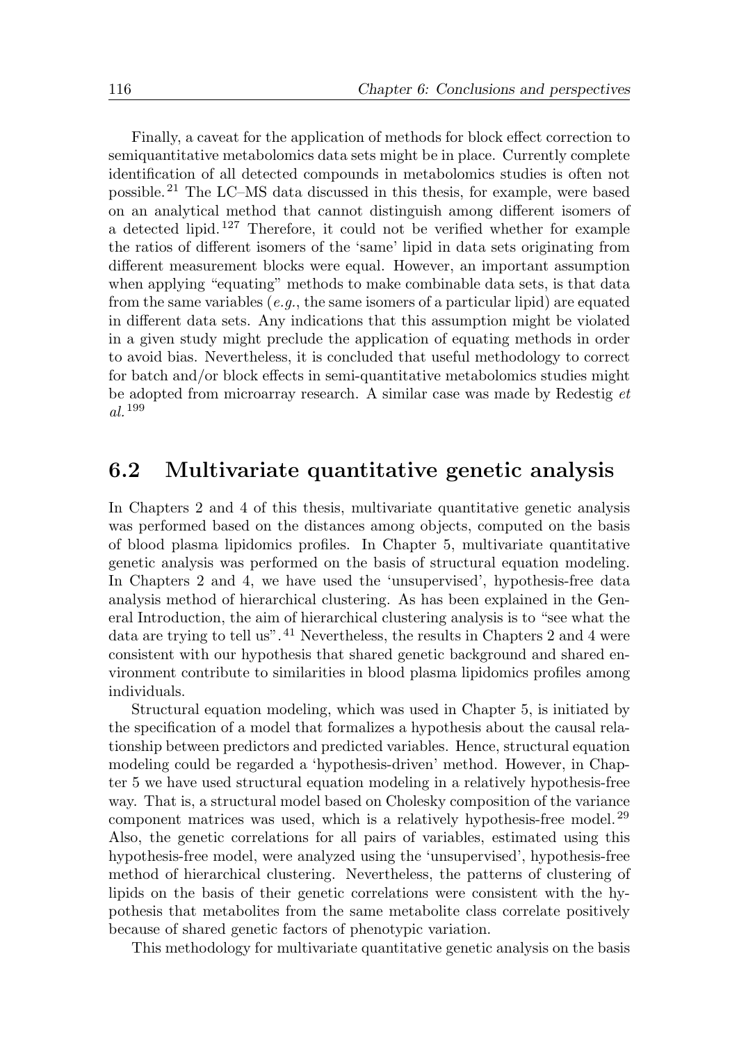Finally, a caveat for the application of methods for block effect correction to semiquantitative metabolomics data sets might be in place. Currently complete identification of all detected compounds in metabolomics studies is often not possible.[21] The LC–MS data discussed in this thesis, for example, were based on an analytical method that cannot distinguish among different isomers of a detected lipid.[127] Therefore, it could not be verified whether for example the ratios of different isomers of the 'same' lipid in data sets originating from different measurement blocks were equal. However, an important assumption when applying "equating" methods to make combinable data sets, is that data from the same variables (*e.g.*, the same isomers of a particular lipid) are equated in different data sets. Any indications that this assumption might be violated in a given study might preclude the application of equating methods in order to avoid bias. Nevertheless, it is concluded that useful methodology to correct for batch and/or block effects in semi-quantitative metabolomics studies might be adopted from microarray research. A similar case was made by Redestig *et al.*[199]

## 6.2 Multivariate quantitative genetic analysis

In Chapters 2 and 4 of this thesis, multivariate quantitative genetic analysis was performed based on the distances among objects, computed on the basis of blood plasma lipidomics profiles. In Chapter 5, multivariate quantitative genetic analysis was performed on the basis of structural equation modeling. In Chapters 2 and 4, we have used the 'unsupervised', hypothesis-free data analysis method of hierarchical clustering. As has been explained in the General Introduction, the aim of hierarchical clustering analysis is to "see what the data are trying to tell us".[41] Nevertheless, the results in Chapters 2 and 4 were consistent with our hypothesis that shared genetic background and shared environment contribute to similarities in blood plasma lipidomics profiles among individuals.

Structural equation modeling, which was used in Chapter 5, is initiated by the specification of a model that formalizes a hypothesis about the causal relationship between predictors and predicted variables. Hence, structural equation modeling could be regarded a 'hypothesis-driven' method. However, in Chapter 5 we have used structural equation modeling in a relatively hypothesis-free way. That is, a structural model based on Cholesky composition of the variance component matrices was used, which is a relatively hypothesis-free model.[29] Also, the genetic correlations for all pairs of variables, estimated using this hypothesis-free model, were analyzed using the 'unsupervised', hypothesis-free method of hierarchical clustering. Nevertheless, the patterns of clustering of lipids on the basis of their genetic correlations were consistent with the hypothesis that metabolites from the same metabolite class correlate positively because of shared genetic factors of phenotypic variation.

This methodology for multivariate quantitative genetic analysis on the basis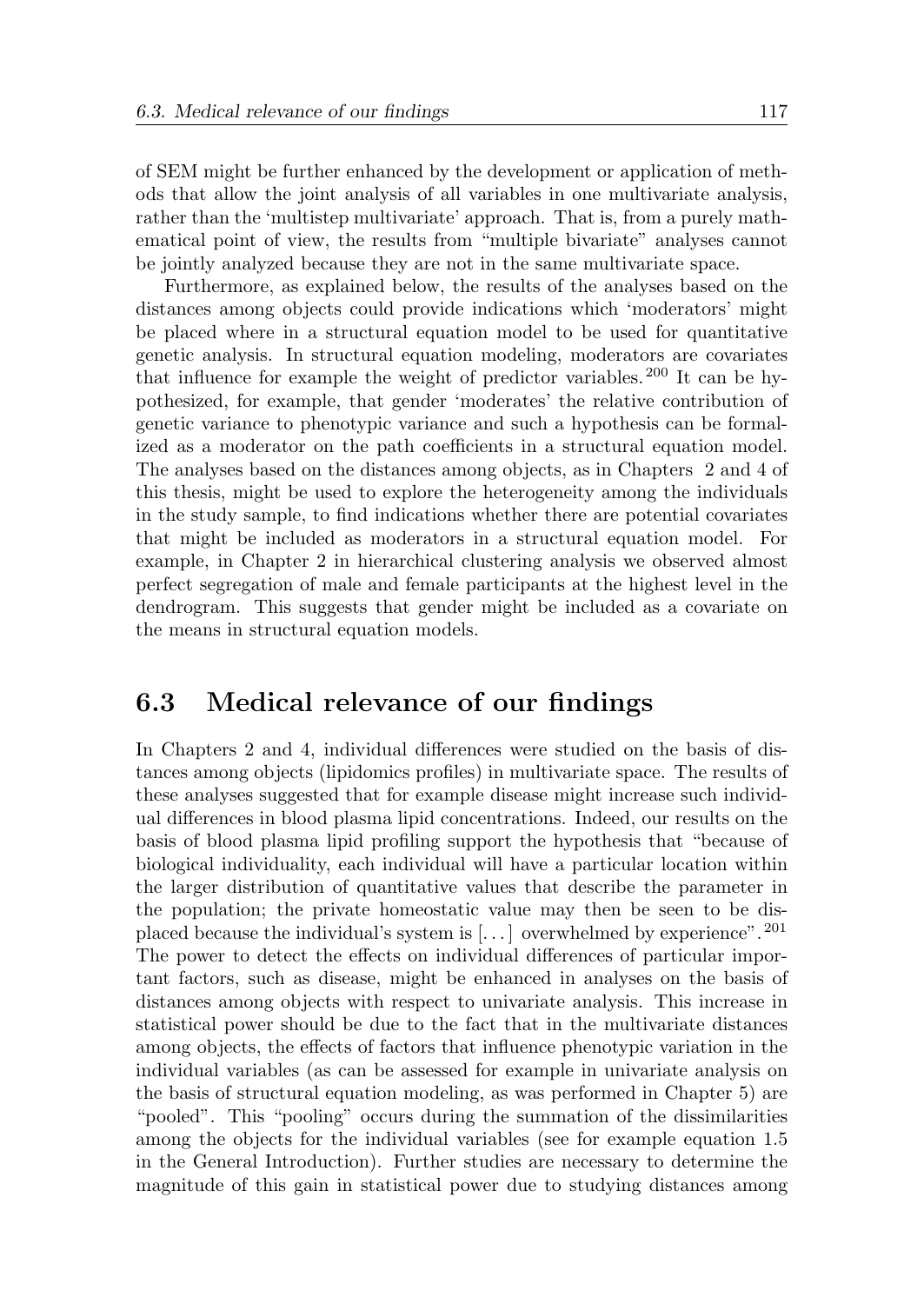of SEM might be further enhanced by the development or application of methods that allow the joint analysis of all variables in one multivariate analysis, rather than the 'multistep multivariate' approach. That is, from a purely mathematical point of view, the results from "multiple bivariate" analyses cannot be jointly analyzed because they are not in the same multivariate space.

Furthermore, as explained below, the results of the analyses based on the distances among objects could provide indications which 'moderators' might be placed where in a structural equation model to be used for quantitative genetic analysis. In structural equation modeling, moderators are covariates that influence for example the weight of predictor variables.[200] It can be hypothesized, for example, that gender 'moderates' the relative contribution of genetic variance to phenotypic variance and such a hypothesis can be formalized as a moderator on the path coefficients in a structural equation model. The analyses based on the distances among objects, as in Chapters 2 and 4 of this thesis, might be used to explore the heterogeneity among the individuals in the study sample, to find indications whether there are potential covariates that might be included as moderators in a structural equation model. For example, in Chapter 2 in hierarchical clustering analysis we observed almost perfect segregation of male and female participants at the highest level in the dendrogram. This suggests that gender might be included as a covariate on the means in structural equation models.

## 6.3 Medical relevance of our findings

In Chapters 2 and 4, individual differences were studied on the basis of distances among objects (lipidomics profiles) in multivariate space. The results of these analyses suggested that for example disease might increase such individual differences in blood plasma lipid concentrations. Indeed, our results on the basis of blood plasma lipid profiling support the hypothesis that "because of biological individuality, each individual will have a particular location within the larger distribution of quantitative values that describe the parameter in the population; the private homeostatic value may then be seen to be displaced because the individual's system is [...] overwhelmed by experience".[201] The power to detect the effects on individual differences of particular important factors, such as disease, might be enhanced in analyses on the basis of distances among objects with respect to univariate analysis. This increase in statistical power should be due to the fact that in the multivariate distances among objects, the effects of factors that influence phenotypic variation in the individual variables (as can be assessed for example in univariate analysis on the basis of structural equation modeling, as was performed in Chapter 5) are "pooled". This "pooling" occurs during the summation of the dissimilarities among the objects for the individual variables (see for example equation 1.5 in the General Introduction). Further studies are necessary to determine the magnitude of this gain in statistical power due to studying distances among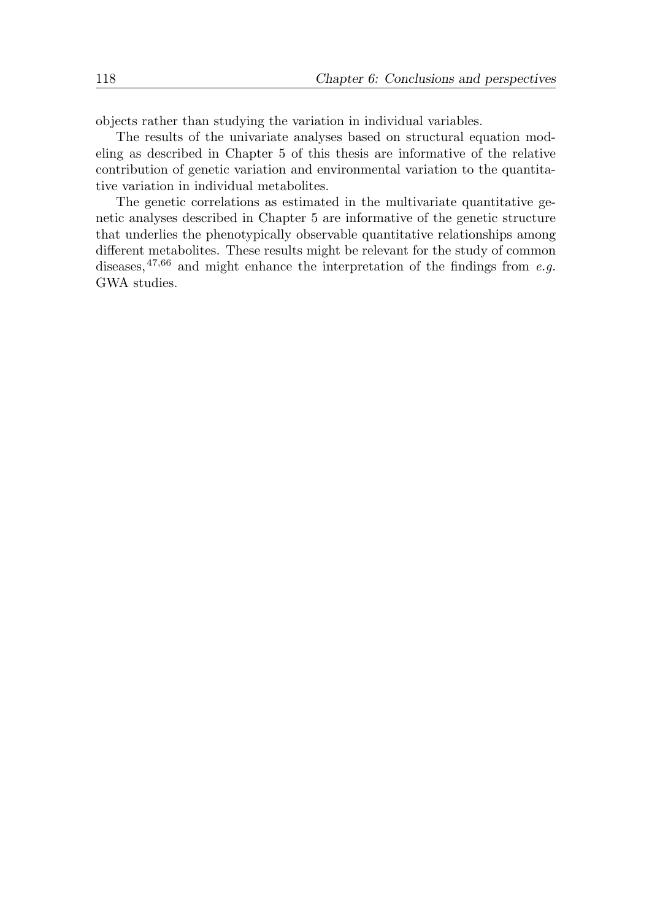objects rather than studying the variation in individual variables.

The results of the univariate analyses based on structural equation modeling as described in Chapter 5 of this thesis are informative of the relative contribution of genetic variation and environmental variation to the quantitative variation in individual metabolites.

The genetic correlations as estimated in the multivariate quantitative genetic analyses described in Chapter 5 are informative of the genetic structure that underlies the phenotypically observable quantitative relationships among different metabolites. These results might be relevant for the study of common diseases,[47,66] and might enhance the interpretation of the findings from *e.g.* GWA studies.